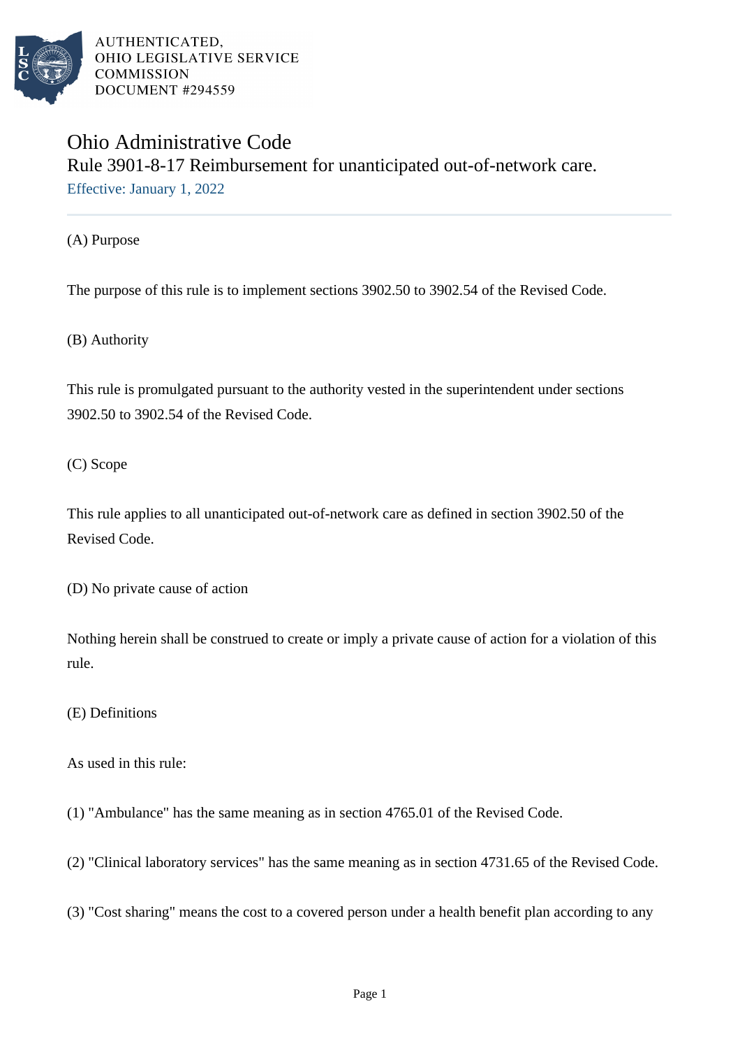AUTHENTICATED,
OHIO LEGISLATIVE SERVICE
COMMISSION
DOCUMENT #294559

# Ohio Administrative Code

## Rule 3901-8-17 Reimbursement for unanticipated out-of-network care.

Effective: January 1, 2022

(A) Purpose

The purpose of this rule is to implement sections 3902.50 to 3902.54 of the Revised Code.

(B) Authority

This rule is promulgated pursuant to the authority vested in the superintendent under sections 3902.50 to 3902.54 of the Revised Code.

(C) Scope

This rule applies to all unanticipated out-of-network care as defined in section 3902.50 of the Revised Code.

(D) No private cause of action

Nothing herein shall be construed to create or imply a private cause of action for a violation of this rule.

(E) Definitions

As used in this rule:

(1) "Ambulance" has the same meaning as in section 4765.01 of the Revised Code.

(2) "Clinical laboratory services" has the same meaning as in section 4731.65 of the Revised Code.

(3) "Cost sharing" means the cost to a covered person under a health benefit plan according to any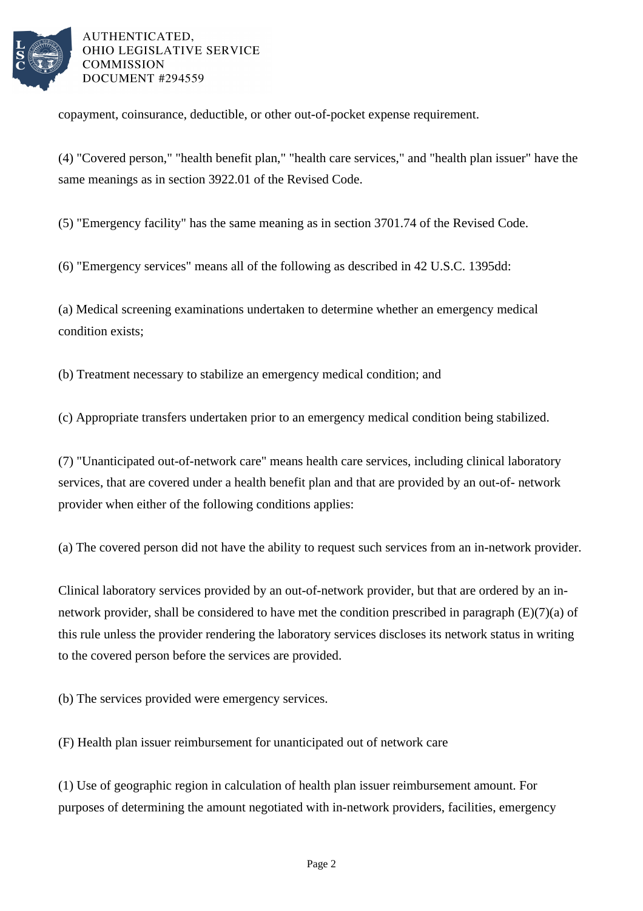copayment, coinsurance, deductible, or other out-of-pocket expense requirement.

(4) "Covered person," "health benefit plan," "health care services," and "health plan issuer" have the same meanings as in section 3922.01 of the Revised Code.

(5) "Emergency facility" has the same meaning as in section 3701.74 of the Revised Code.

(6) "Emergency services" means all of the following as described in 42 U.S.C. 1395dd:

(a) Medical screening examinations undertaken to determine whether an emergency medical condition exists;

(b) Treatment necessary to stabilize an emergency medical condition; and

(c) Appropriate transfers undertaken prior to an emergency medical condition being stabilized.

(7) "Unanticipated out-of-network care" means health care services, including clinical laboratory services, that are covered under a health benefit plan and that are provided by an out-of- network provider when either of the following conditions applies:

(a) The covered person did not have the ability to request such services from an in-network provider.

Clinical laboratory services provided by an out-of-network provider, but that are ordered by an in-network provider, shall be considered to have met the condition prescribed in paragraph (E)(7)(a) of this rule unless the provider rendering the laboratory services discloses its network status in writing to the covered person before the services are provided.

(b) The services provided were emergency services.

(F) Health plan issuer reimbursement for unanticipated out of network care

(1) Use of geographic region in calculation of health plan issuer reimbursement amount. For purposes of determining the amount negotiated with in-network providers, facilities, emergency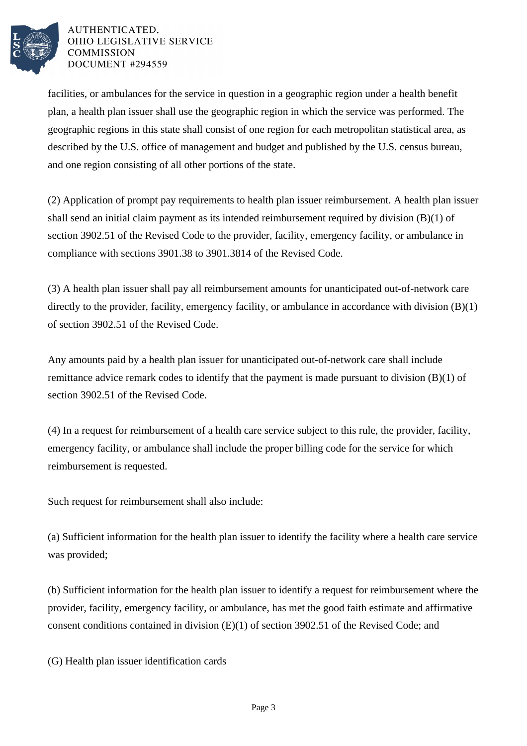facilities, or ambulances for the service in question in a geographic region under a health benefit plan, a health plan issuer shall use the geographic region in which the service was performed. The geographic regions in this state shall consist of one region for each metropolitan statistical area, as described by the U.S. office of management and budget and published by the U.S. census bureau, and one region consisting of all other portions of the state.

(2) Application of prompt pay requirements to health plan issuer reimbursement. A health plan issuer shall send an initial claim payment as its intended reimbursement required by division (B)(1) of section 3902.51 of the Revised Code to the provider, facility, emergency facility, or ambulance in compliance with sections 3901.38 to 3901.3814 of the Revised Code.

(3) A health plan issuer shall pay all reimbursement amounts for unanticipated out-of-network care directly to the provider, facility, emergency facility, or ambulance in accordance with division (B)(1) of section 3902.51 of the Revised Code.

Any amounts paid by a health plan issuer for unanticipated out-of-network care shall include remittance advice remark codes to identify that the payment is made pursuant to division (B)(1) of section 3902.51 of the Revised Code.

(4) In a request for reimbursement of a health care service subject to this rule, the provider, facility, emergency facility, or ambulance shall include the proper billing code for the service for which reimbursement is requested.

Such request for reimbursement shall also include:

(a) Sufficient information for the health plan issuer to identify the facility where a health care service was provided;

(b) Sufficient information for the health plan issuer to identify a request for reimbursement where the provider, facility, emergency facility, or ambulance, has met the good faith estimate and affirmative consent conditions contained in division (E)(1) of section 3902.51 of the Revised Code; and

(G) Health plan issuer identification cards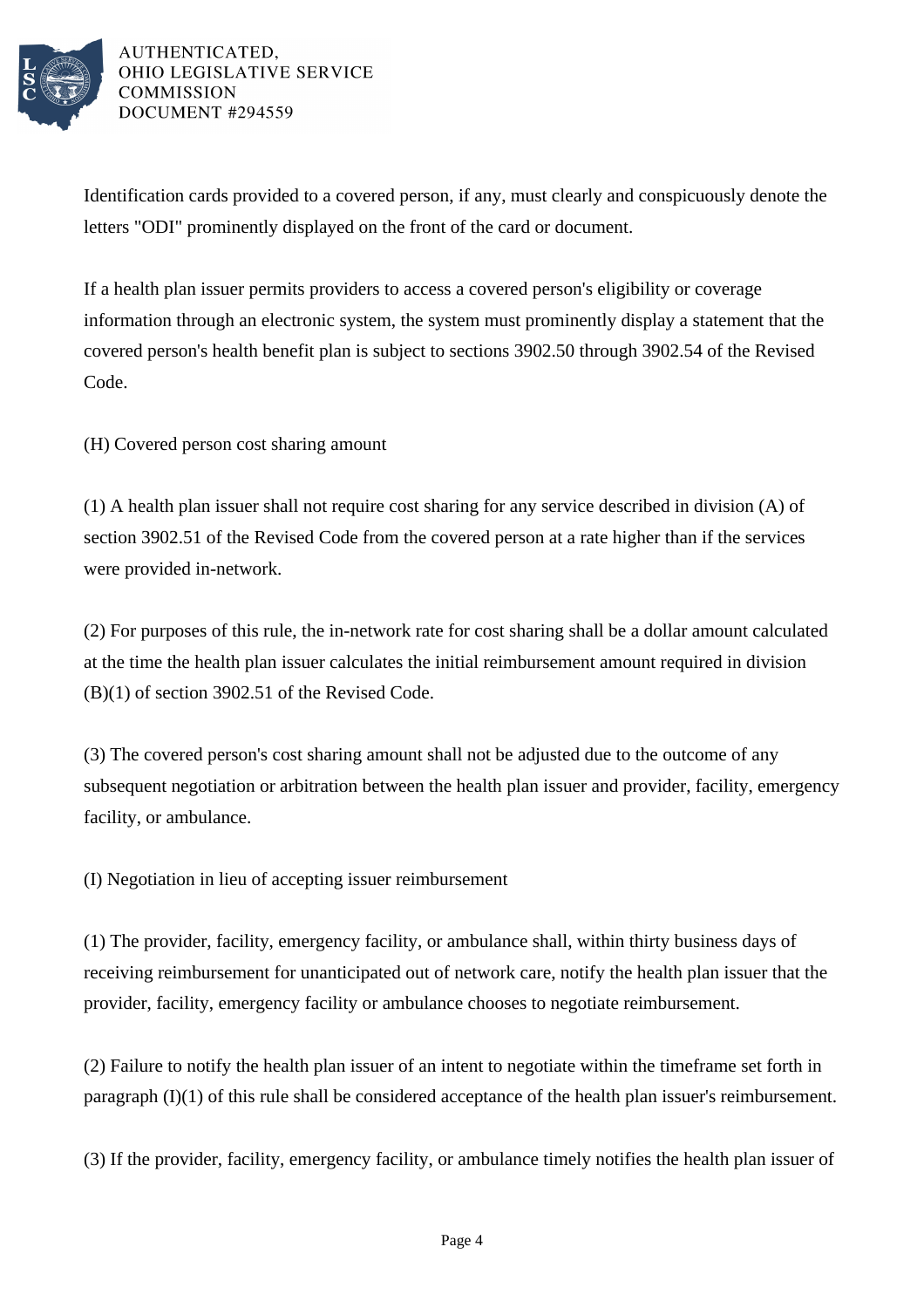Identification cards provided to a covered person, if any, must clearly and conspicuously denote the letters "ODI" prominently displayed on the front of the card or document.

If a health plan issuer permits providers to access a covered person's eligibility or coverage information through an electronic system, the system must prominently display a statement that the covered person's health benefit plan is subject to sections 3902.50 through 3902.54 of the Revised Code.

(H) Covered person cost sharing amount

(1) A health plan issuer shall not require cost sharing for any service described in division (A) of section 3902.51 of the Revised Code from the covered person at a rate higher than if the services were provided in-network.

(2) For purposes of this rule, the in-network rate for cost sharing shall be a dollar amount calculated at the time the health plan issuer calculates the initial reimbursement amount required in division (B)(1) of section 3902.51 of the Revised Code.

(3) The covered person's cost sharing amount shall not be adjusted due to the outcome of any subsequent negotiation or arbitration between the health plan issuer and provider, facility, emergency facility, or ambulance.

(I) Negotiation in lieu of accepting issuer reimbursement

(1) The provider, facility, emergency facility, or ambulance shall, within thirty business days of receiving reimbursement for unanticipated out of network care, notify the health plan issuer that the provider, facility, emergency facility or ambulance chooses to negotiate reimbursement.

(2) Failure to notify the health plan issuer of an intent to negotiate within the timeframe set forth in paragraph (I)(1) of this rule shall be considered acceptance of the health plan issuer's reimbursement.

(3) If the provider, facility, emergency facility, or ambulance timely notifies the health plan issuer of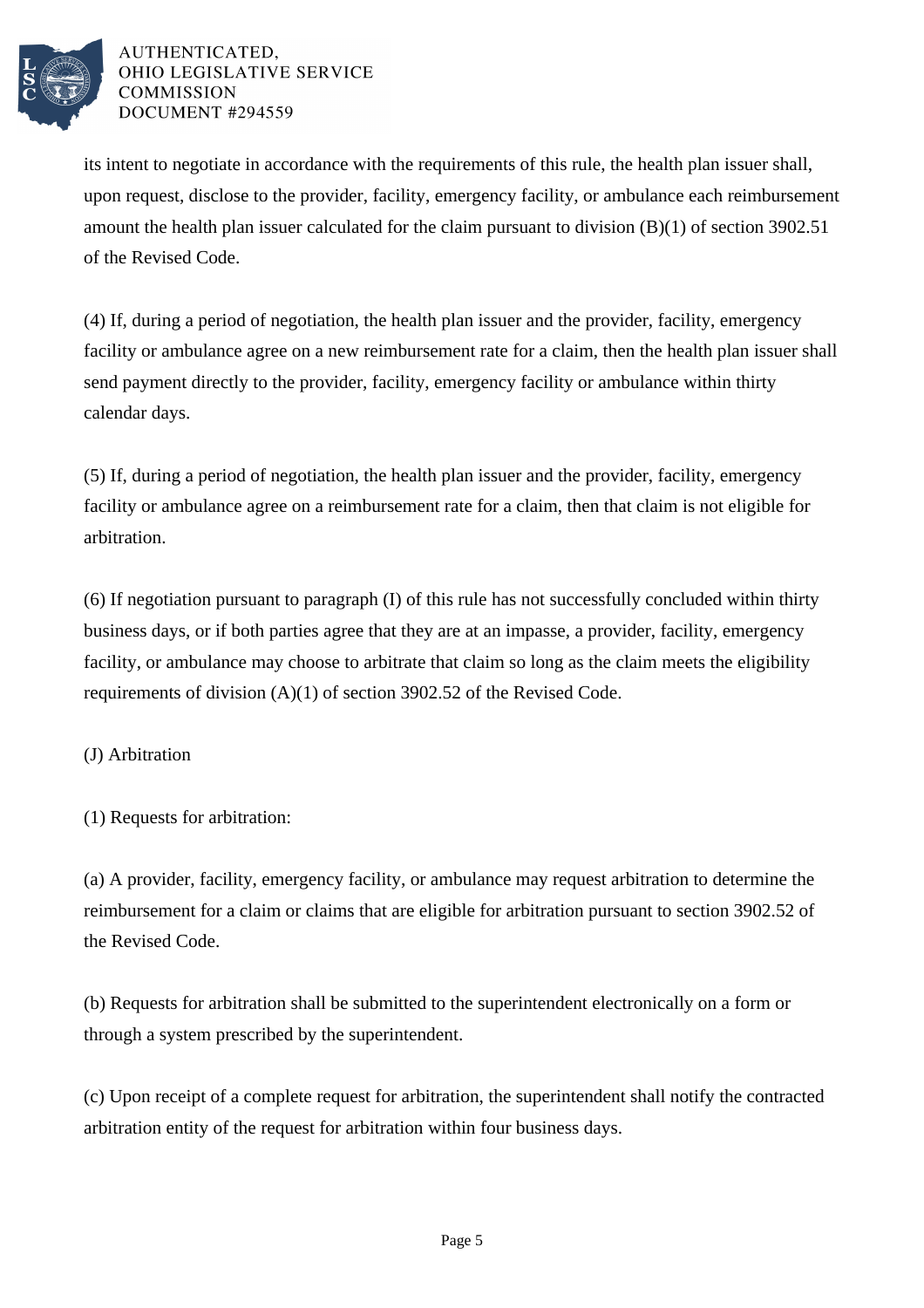its intent to negotiate in accordance with the requirements of this rule, the health plan issuer shall, upon request, disclose to the provider, facility, emergency facility, or ambulance each reimbursement amount the health plan issuer calculated for the claim pursuant to division (B)(1) of section 3902.51 of the Revised Code.

(4) If, during a period of negotiation, the health plan issuer and the provider, facility, emergency facility or ambulance agree on a new reimbursement rate for a claim, then the health plan issuer shall send payment directly to the provider, facility, emergency facility or ambulance within thirty calendar days.

(5) If, during a period of negotiation, the health plan issuer and the provider, facility, emergency facility or ambulance agree on a reimbursement rate for a claim, then that claim is not eligible for arbitration.

(6) If negotiation pursuant to paragraph (I) of this rule has not successfully concluded within thirty business days, or if both parties agree that they are at an impasse, a provider, facility, emergency facility, or ambulance may choose to arbitrate that claim so long as the claim meets the eligibility requirements of division (A)(1) of section 3902.52 of the Revised Code.

(J) Arbitration

(1) Requests for arbitration:

(a) A provider, facility, emergency facility, or ambulance may request arbitration to determine the reimbursement for a claim or claims that are eligible for arbitration pursuant to section 3902.52 of the Revised Code.

(b) Requests for arbitration shall be submitted to the superintendent electronically on a form or through a system prescribed by the superintendent.

(c) Upon receipt of a complete request for arbitration, the superintendent shall notify the contracted arbitration entity of the request for arbitration within four business days.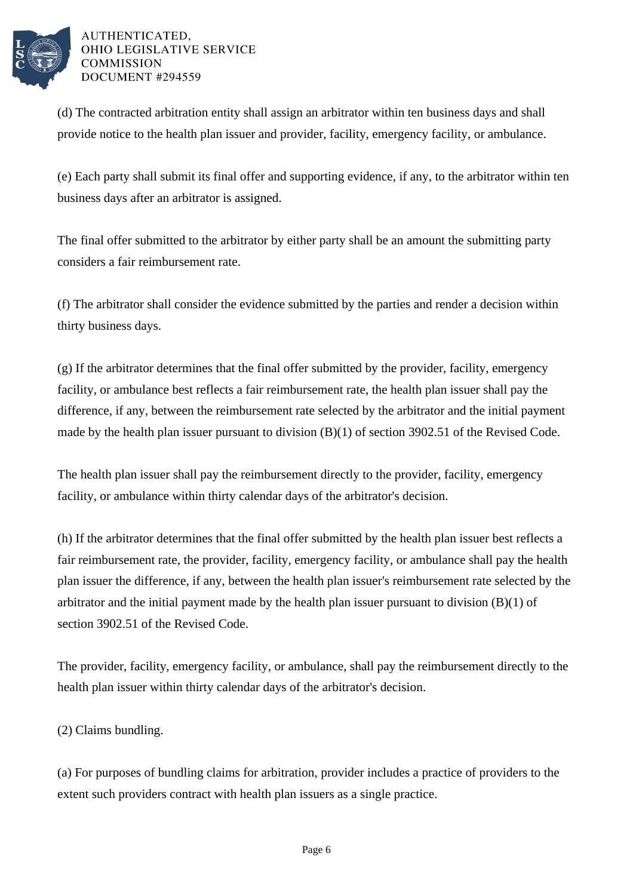(d) The contracted arbitration entity shall assign an arbitrator within ten business days and shall provide notice to the health plan issuer and provider, facility, emergency facility, or ambulance.

(e) Each party shall submit its final offer and supporting evidence, if any, to the arbitrator within ten business days after an arbitrator is assigned.

The final offer submitted to the arbitrator by either party shall be an amount the submitting party considers a fair reimbursement rate.

(f) The arbitrator shall consider the evidence submitted by the parties and render a decision within thirty business days.

(g) If the arbitrator determines that the final offer submitted by the provider, facility, emergency facility, or ambulance best reflects a fair reimbursement rate, the health plan issuer shall pay the difference, if any, between the reimbursement rate selected by the arbitrator and the initial payment made by the health plan issuer pursuant to division (B)(1) of section 3902.51 of the Revised Code.

The health plan issuer shall pay the reimbursement directly to the provider, facility, emergency facility, or ambulance within thirty calendar days of the arbitrator's decision.

(h) If the arbitrator determines that the final offer submitted by the health plan issuer best reflects a fair reimbursement rate, the provider, facility, emergency facility, or ambulance shall pay the health plan issuer the difference, if any, between the health plan issuer's reimbursement rate selected by the arbitrator and the initial payment made by the health plan issuer pursuant to division (B)(1) of section 3902.51 of the Revised Code.

The provider, facility, emergency facility, or ambulance, shall pay the reimbursement directly to the health plan issuer within thirty calendar days of the arbitrator's decision.

(2) Claims bundling.

(a) For purposes of bundling claims for arbitration, provider includes a practice of providers to the extent such providers contract with health plan issuers as a single practice.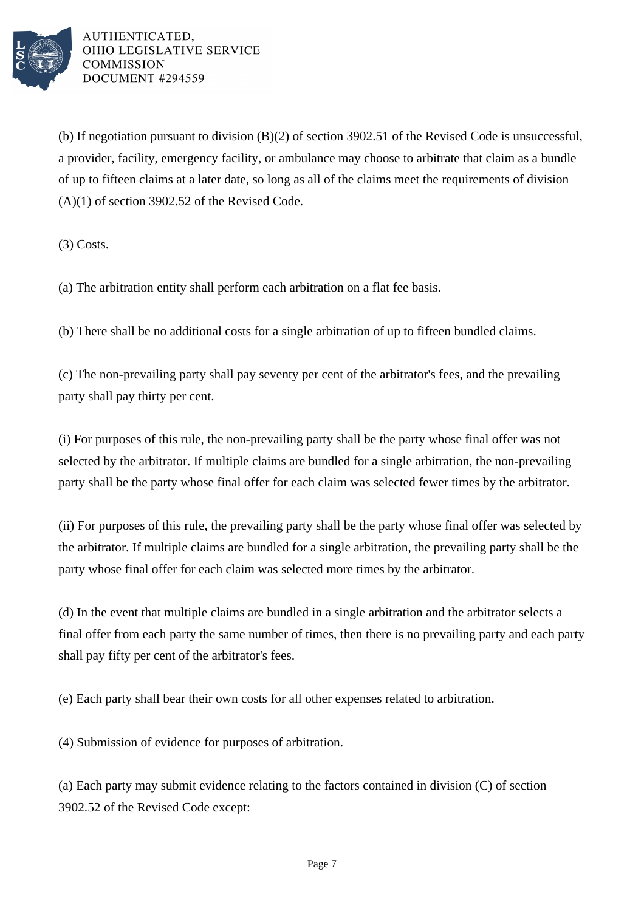(b) If negotiation pursuant to division (B)(2) of section 3902.51 of the Revised Code is unsuccessful, a provider, facility, emergency facility, or ambulance may choose to arbitrate that claim as a bundle of up to fifteen claims at a later date, so long as all of the claims meet the requirements of division (A)(1) of section 3902.52 of the Revised Code.

(3) Costs.

(a) The arbitration entity shall perform each arbitration on a flat fee basis.

(b) There shall be no additional costs for a single arbitration of up to fifteen bundled claims.

(c) The non-prevailing party shall pay seventy per cent of the arbitrator's fees, and the prevailing party shall pay thirty per cent.

(i) For purposes of this rule, the non-prevailing party shall be the party whose final offer was not selected by the arbitrator. If multiple claims are bundled for a single arbitration, the non-prevailing party shall be the party whose final offer for each claim was selected fewer times by the arbitrator.

(ii) For purposes of this rule, the prevailing party shall be the party whose final offer was selected by the arbitrator. If multiple claims are bundled for a single arbitration, the prevailing party shall be the party whose final offer for each claim was selected more times by the arbitrator.

(d) In the event that multiple claims are bundled in a single arbitration and the arbitrator selects a final offer from each party the same number of times, then there is no prevailing party and each party shall pay fifty per cent of the arbitrator's fees.

(e) Each party shall bear their own costs for all other expenses related to arbitration.

(4) Submission of evidence for purposes of arbitration.

(a) Each party may submit evidence relating to the factors contained in division (C) of section 3902.52 of the Revised Code except: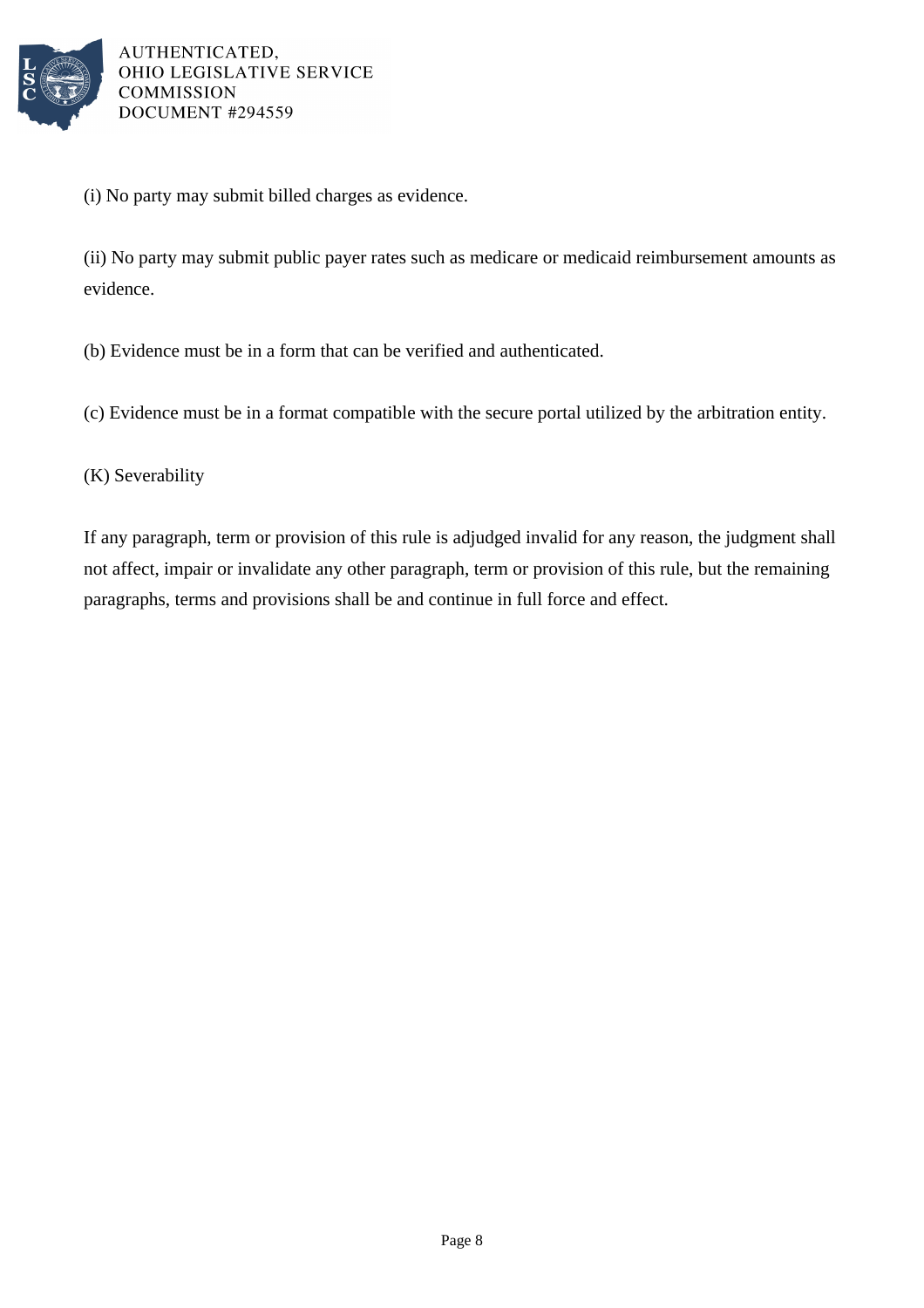(i) No party may submit billed charges as evidence.

(ii) No party may submit public payer rates such as medicare or medicaid reimbursement amounts as evidence.

(b) Evidence must be in a form that can be verified and authenticated.

(c) Evidence must be in a format compatible with the secure portal utilized by the arbitration entity.

(K) Severability

If any paragraph, term or provision of this rule is adjudged invalid for any reason, the judgment shall not affect, impair or invalidate any other paragraph, term or provision of this rule, but the remaining paragraphs, terms and provisions shall be and continue in full force and effect.